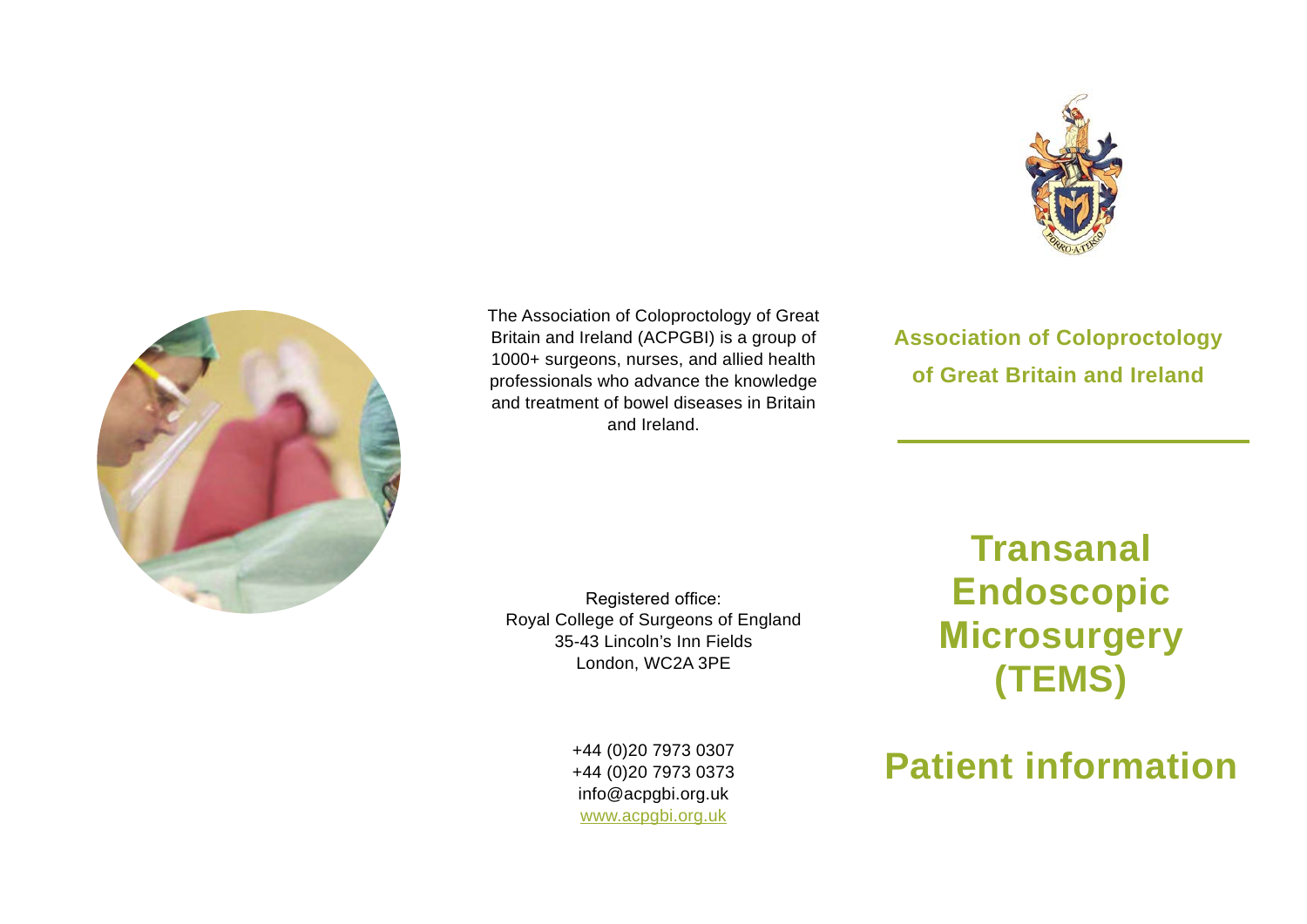The Association of Coloproctology of Great Britain and Ireland (ACPGBI) is a group of 1000+ surgeons, nurses, and allied health professionals who advance the knowledge and treatment of bowel diseases in Britain and Ireland.

Registered office:
Royal College of Surgeons of England
35-43 Lincoln's Inn Fields
London, WC2A 3PE

+44 (0)20 7973 0307
+44 (0)20 7973 0373
info@acpgbi.org.uk
www.acpgbi.org.uk

**Association of Coloproctology of Great Britain and Ireland**

# Transanal Endoscopic Microsurgery (TEMS)

# Patient information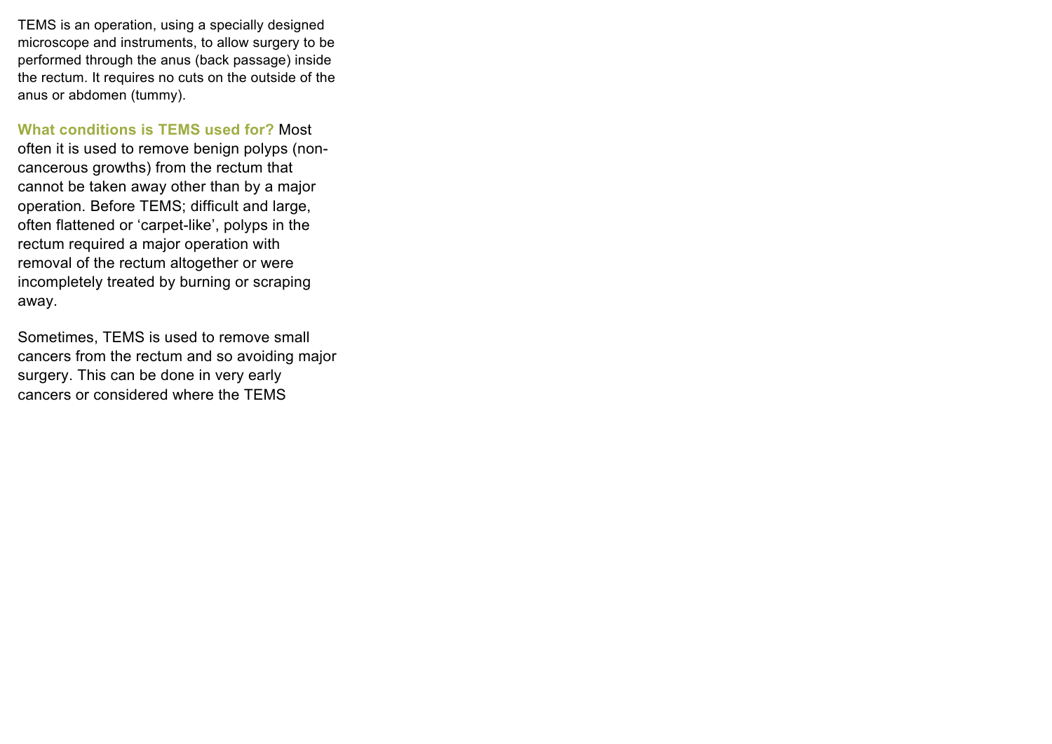TEMS is an operation, using a specially designed microscope and instruments, to allow surgery to be performed through the anus (back passage) inside the rectum. It requires no cuts on the outside of the anus or abdomen (tummy).

**What conditions is TEMS used for?** Most often it is used to remove benign polyps (non-cancerous growths) from the rectum that cannot be taken away other than by a major operation. Before TEMS; difficult and large, often flattened or 'carpet-like', polyps in the rectum required a major operation with removal of the rectum altogether or were incompletely treated by burning or scraping away.

Sometimes, TEMS is used to remove small cancers from the rectum and so avoiding major surgery. This can be done in very early cancers or considered where the TEMS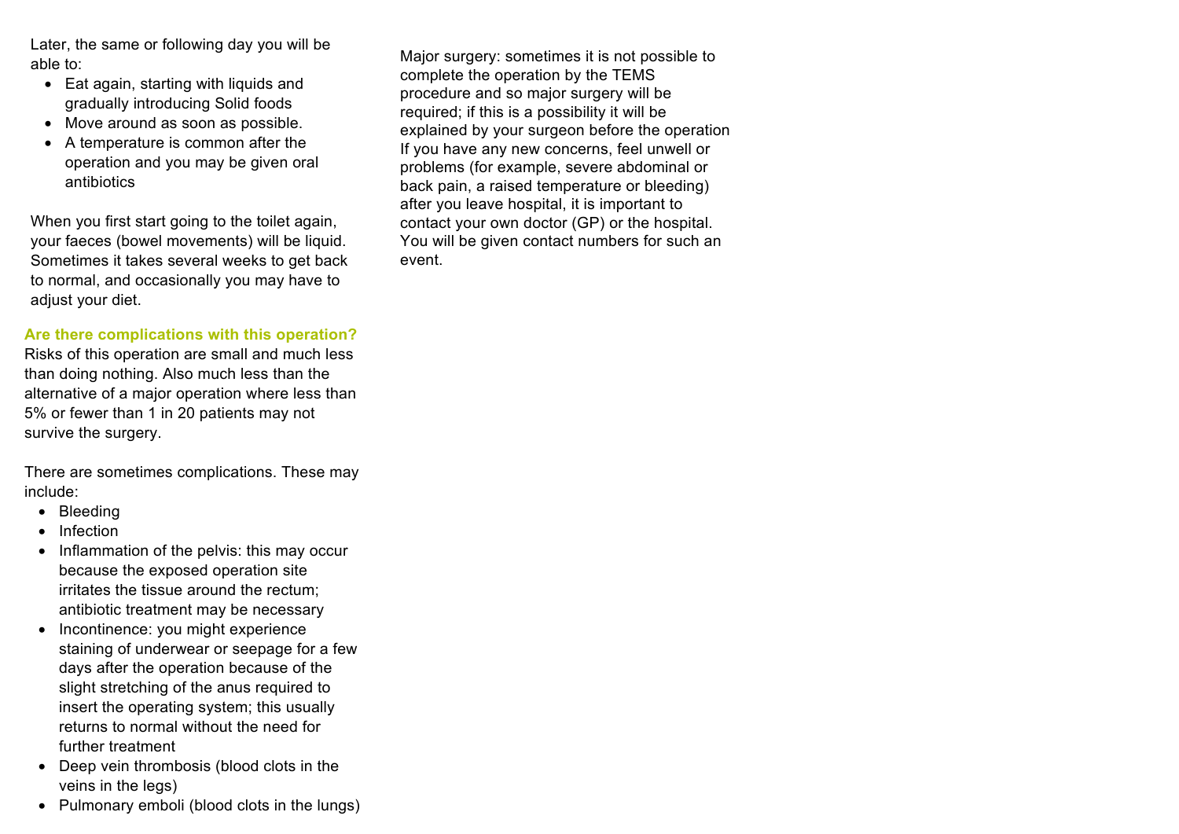Later, the same or following day you will be able to:

- Eat again, starting with liquids and gradually introducing Solid foods
- Move around as soon as possible.
- A temperature is common after the operation and you may be given oral antibiotics

When you first start going to the toilet again, your faeces (bowel movements) will be liquid. Sometimes it takes several weeks to get back to normal, and occasionally you may have to adjust your diet.

### Are there complications with this operation?

Risks of this operation are small and much less than doing nothing. Also much less than the alternative of a major operation where less than 5% or fewer than 1 in 20 patients may not survive the surgery.

There are sometimes complications. These may include:

- Bleeding
- Infection
- Inflammation of the pelvis: this may occur because the exposed operation site irritates the tissue around the rectum; antibiotic treatment may be necessary
- Incontinence: you might experience staining of underwear or seepage for a few days after the operation because of the slight stretching of the anus required to insert the operating system; this usually returns to normal without the need for further treatment
- Deep vein thrombosis (blood clots in the veins in the legs)
- Pulmonary emboli (blood clots in the lungs)

Major surgery: sometimes it is not possible to complete the operation by the TEMS procedure and so major surgery will be required; if this is a possibility it will be explained by your surgeon before the operation

If you have any new concerns, feel unwell or problems (for example, severe abdominal or back pain, a raised temperature or bleeding) after you leave hospital, it is important to contact your own doctor (GP) or the hospital. You will be given contact numbers for such an event.